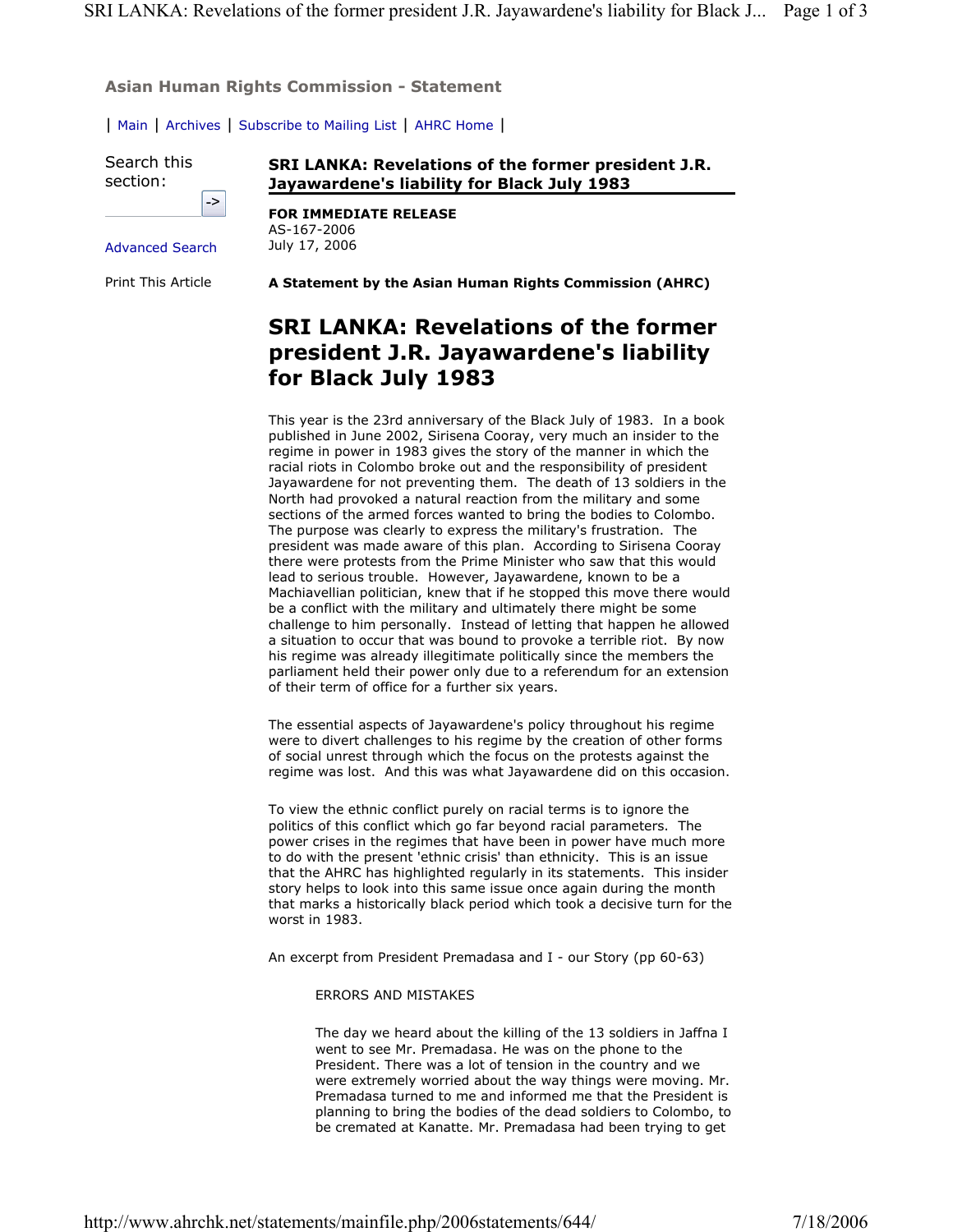Asian Human Rights Commission - Statement

| Main | Archives | Subscribe to Mailing List | AHRC Home |

Search this section:

Advanced Search

Print This Article

**SRI LANKA: Revelations of the former president J.R. Jayawardene's liability for Black July 1983**

**FOR IMMEDIATE RELEASE**
AS-167-2006
July 17, 2006

**A Statement by the Asian Human Rights Commission (AHRC)**

# SRI LANKA: Revelations of the former president J.R. Jayawardene's liability for Black July 1983

This year is the 23rd anniversary of the Black July of 1983. In a book published in June 2002, Sirisena Cooray, very much an insider to the regime in power in 1983 gives the story of the manner in which the racial riots in Colombo broke out and the responsibility of president Jayawardene for not preventing them. The death of 13 soldiers in the North had provoked a natural reaction from the military and some sections of the armed forces wanted to bring the bodies to Colombo. The purpose was clearly to express the military's frustration. The president was made aware of this plan. According to Sirisena Cooray there were protests from the Prime Minister who saw that this would lead to serious trouble. However, Jayawardene, known to be a Machiavellian politician, knew that if he stopped this move there would be a conflict with the military and ultimately there might be some challenge to him personally. Instead of letting that happen he allowed a situation to occur that was bound to provoke a terrible riot. By now his regime was already illegitimate politically since the members the parliament held their power only due to a referendum for an extension of their term of office for a further six years.

The essential aspects of Jayawardene's policy throughout his regime were to divert challenges to his regime by the creation of other forms of social unrest through which the focus on the protests against the regime was lost. And this was what Jayawardene did on this occasion.

To view the ethnic conflict purely on racial terms is to ignore the politics of this conflict which go far beyond racial parameters. The power crises in the regimes that have been in power have much more to do with the present 'ethnic crisis' than ethnicity. This is an issue that the AHRC has highlighted regularly in its statements. This insider story helps to look into this same issue once again during the month that marks a historically black period which took a decisive turn for the worst in 1983.

An excerpt from President Premadasa and I - our Story (pp 60-63)

> ERRORS AND MISTAKES
>
> The day we heard about the killing of the 13 soldiers in Jaffna I went to see Mr. Premadasa. He was on the phone to the President. There was a lot of tension in the country and we were extremely worried about the way things were moving. Mr. Premadasa turned to me and informed me that the President is planning to bring the bodies of the dead soldiers to Colombo, to be cremated at Kanatte. Mr. Premadasa had been trying to get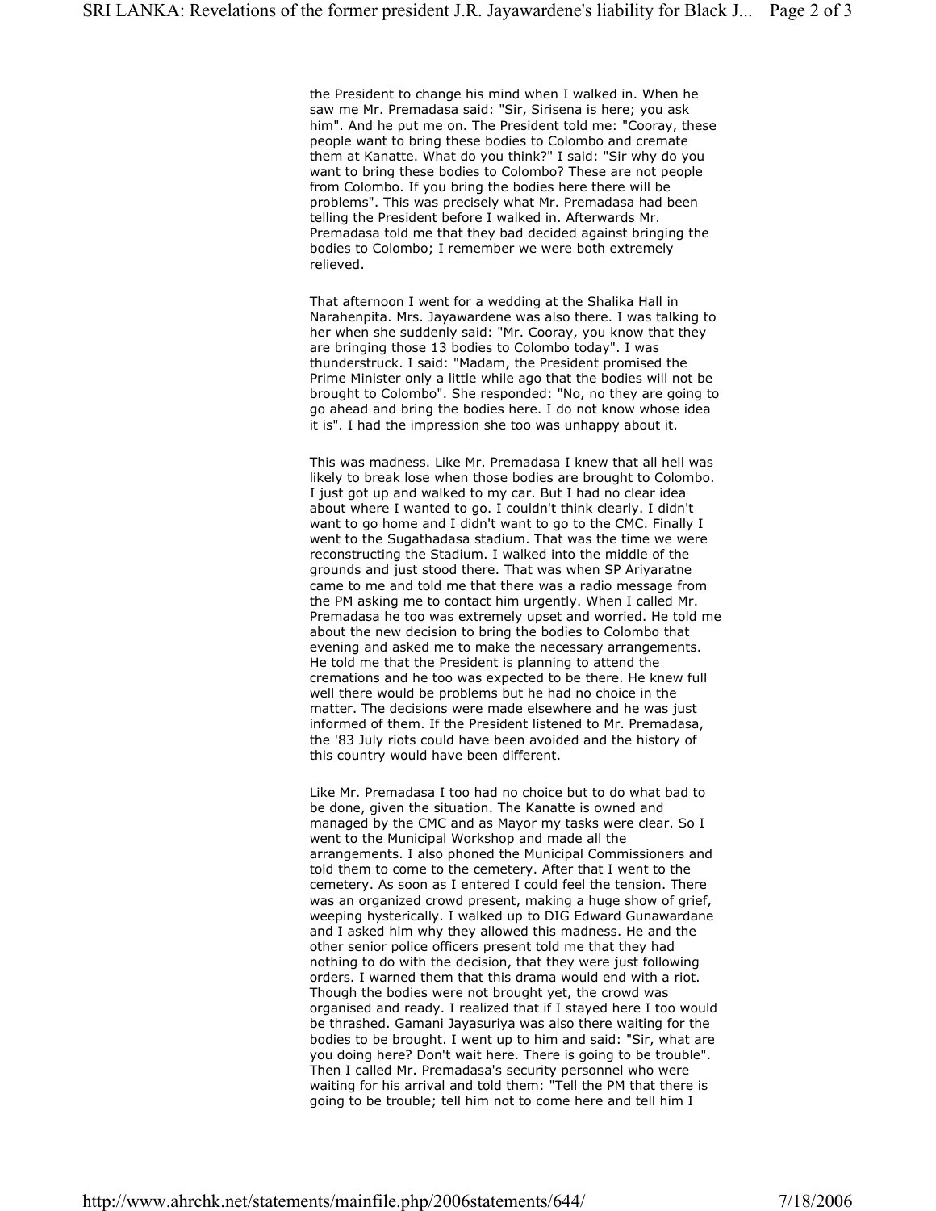the President to change his mind when I walked in. When he saw me Mr. Premadasa said: "Sir, Sirisena is here; you ask him". And he put me on. The President told me: "Cooray, these people want to bring these bodies to Colombo and cremate them at Kanatte. What do you think?" I said: "Sir why do you want to bring these bodies to Colombo? These are not people from Colombo. If you bring the bodies here there will be problems". This was precisely what Mr. Premadasa had been telling the President before I walked in. Afterwards Mr. Premadasa told me that they bad decided against bringing the bodies to Colombo; I remember we were both extremely relieved.

That afternoon I went for a wedding at the Shalika Hall in Narahenpita. Mrs. Jayawardene was also there. I was talking to her when she suddenly said: "Mr. Cooray, you know that they are bringing those 13 bodies to Colombo today". I was thunderstruck. I said: "Madam, the President promised the Prime Minister only a little while ago that the bodies will not be brought to Colombo". She responded: "No, no they are going to go ahead and bring the bodies here. I do not know whose idea it is". I had the impression she too was unhappy about it.

This was madness. Like Mr. Premadasa I knew that all hell was likely to break lose when those bodies are brought to Colombo. I just got up and walked to my car. But I had no clear idea about where I wanted to go. I couldn't think clearly. I didn't want to go home and I didn't want to go to the CMC. Finally I went to the Sugathadasa stadium. That was the time we were reconstructing the Stadium. I walked into the middle of the grounds and just stood there. That was when SP Ariyaratne came to me and told me that there was a radio message from the PM asking me to contact him urgently. When I called Mr. Premadasa he too was extremely upset and worried. He told me about the new decision to bring the bodies to Colombo that evening and asked me to make the necessary arrangements. He told me that the President is planning to attend the cremations and he too was expected to be there. He knew full well there would be problems but he had no choice in the matter. The decisions were made elsewhere and he was just informed of them. If the President listened to Mr. Premadasa, the '83 July riots could have been avoided and the history of this country would have been different.

Like Mr. Premadasa I too had no choice but to do what bad to be done, given the situation. The Kanatte is owned and managed by the CMC and as Mayor my tasks were clear. So I went to the Municipal Workshop and made all the arrangements. I also phoned the Municipal Commissioners and told them to come to the cemetery. After that I went to the cemetery. As soon as I entered I could feel the tension. There was an organized crowd present, making a huge show of grief, weeping hysterically. I walked up to DIG Edward Gunawardane and I asked him why they allowed this madness. He and the other senior police officers present told me that they had nothing to do with the decision, that they were just following orders. I warned them that this drama would end with a riot. Though the bodies were not brought yet, the crowd was organised and ready. I realized that if I stayed here I too would be thrashed. Gamani Jayasuriya was also there waiting for the bodies to be brought. I went up to him and said: "Sir, what are you doing here? Don't wait here. There is going to be trouble". Then I called Mr. Premadasa's security personnel who were waiting for his arrival and told them: "Tell the PM that there is going to be trouble; tell him not to come here and tell him I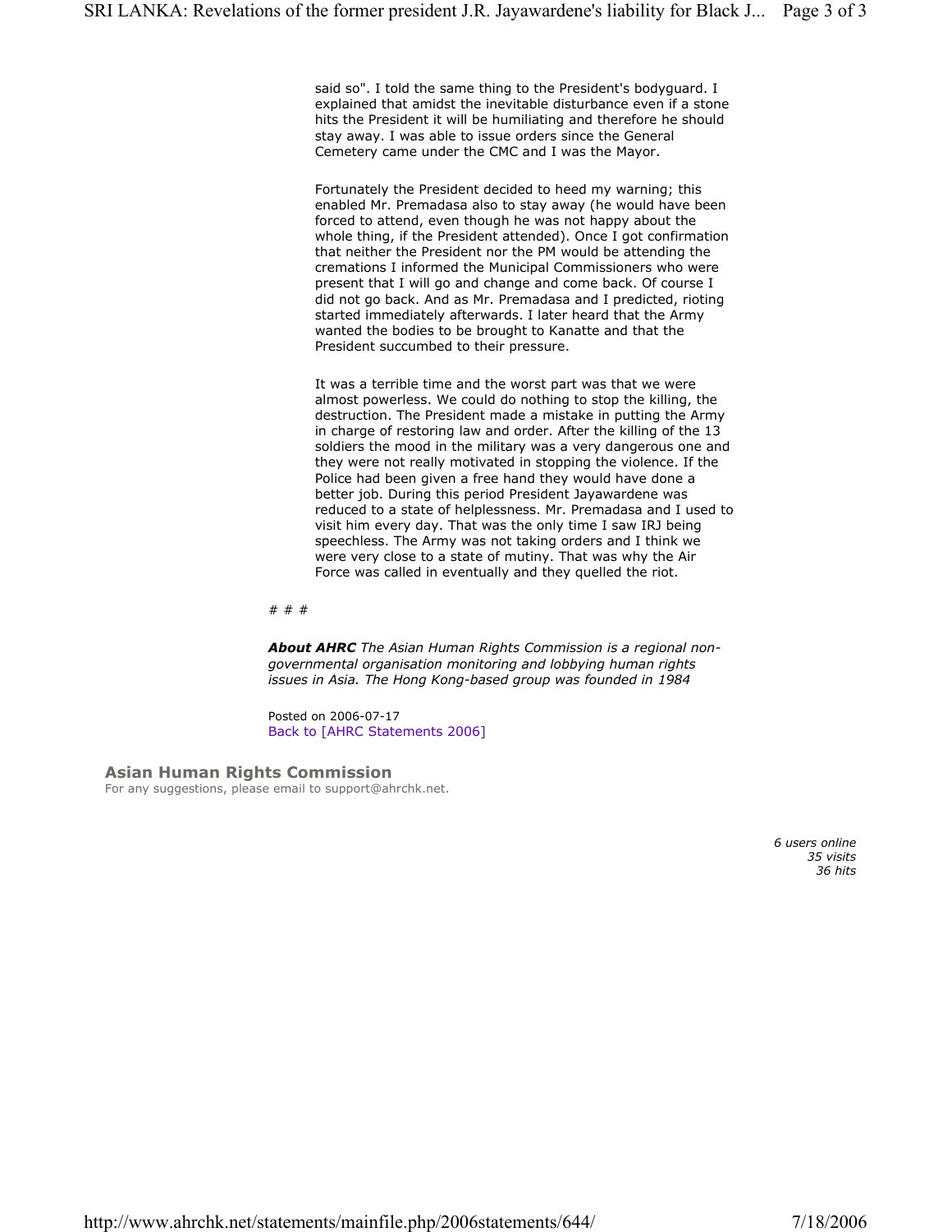said so". I told the same thing to the President's bodyguard. I explained that amidst the inevitable disturbance even if a stone hits the President it will be humiliating and therefore he should stay away. I was able to issue orders since the General Cemetery came under the CMC and I was the Mayor.

Fortunately the President decided to heed my warning; this enabled Mr. Premadasa also to stay away (he would have been forced to attend, even though he was not happy about the whole thing, if the President attended). Once I got confirmation that neither the President nor the PM would be attending the cremations I informed the Municipal Commissioners who were present that I will go and change and come back. Of course I did not go back. And as Mr. Premadasa and I predicted, rioting started immediately afterwards. I later heard that the Army wanted the bodies to be brought to Kanatte and that the President succumbed to their pressure.

It was a terrible time and the worst part was that we were almost powerless. We could do nothing to stop the killing, the destruction. The President made a mistake in putting the Army in charge of restoring law and order. After the killing of the 13 soldiers the mood in the military was a very dangerous one and they were not really motivated in stopping the violence. If the Police had been given a free hand they would have done a better job. During this period President Jayawardene was reduced to a state of helplessness. Mr. Premadasa and I used to visit him every day. That was the only time I saw IRJ being speechless. The Army was not taking orders and I think we were very close to a state of mutiny. That was why the Air Force was called in eventually and they quelled the riot.

# # #

***About AHRC*** *The Asian Human Rights Commission is a regional non-governmental organisation monitoring and lobbying human rights issues in Asia. The Hong Kong-based group was founded in 1984*

Posted on 2006-07-17
Back to [AHRC Statements 2006]

**Asian Human Rights Commission**
For any suggestions, please email to support@ahrchk.net.

*6 users online*
*35 visits*
*36 hits*